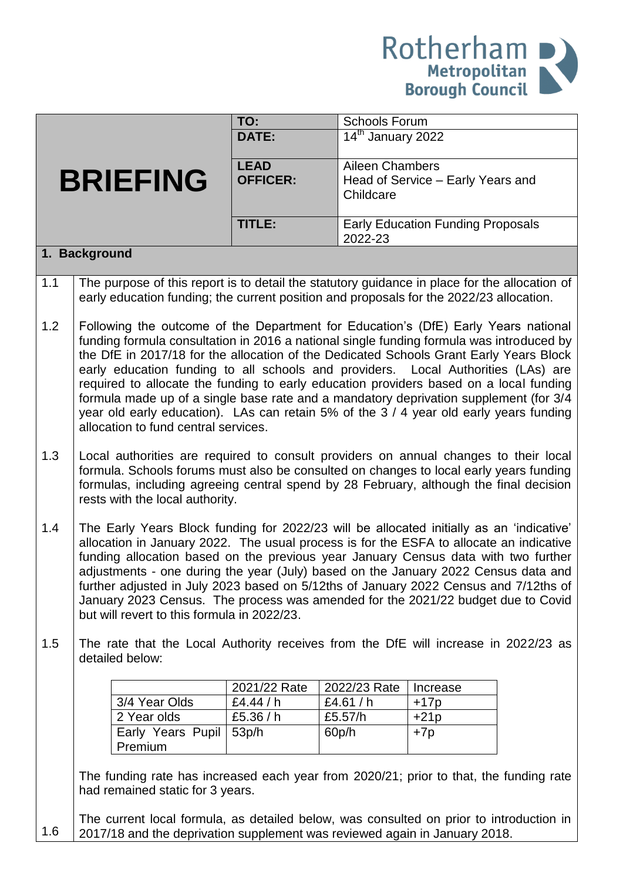Rotherham Metropolitan Borough Council

| BRIEFING | | |
|---|---|---|
| | **TO:** | Schools Forum |
| | **DATE:** | 14th January 2022 |
| | **LEAD OFFICER:** | Aileen Chambers<br>Head of Service – Early Years and Childcare |
| | **TITLE:** | Early Education Funding Proposals 2022-23 |

## 1. Background

1.1 The purpose of this report is to detail the statutory guidance in place for the allocation of early education funding; the current position and proposals for the 2022/23 allocation.

1.2 Following the outcome of the Department for Education's (DfE) Early Years national funding formula consultation in 2016 a national single funding formula was introduced by the DfE in 2017/18 for the allocation of the Dedicated Schools Grant Early Years Block early education funding to all schools and providers. Local Authorities (LAs) are required to allocate the funding to early education providers based on a local funding formula made up of a single base rate and a mandatory deprivation supplement (for 3/4 year old early education). LAs can retain 5% of the 3 / 4 year old early years funding allocation to fund central services.

1.3 Local authorities are required to consult providers on annual changes to their local formula. Schools forums must also be consulted on changes to local early years funding formulas, including agreeing central spend by 28 February, although the final decision rests with the local authority.

1.4 The Early Years Block funding for 2022/23 will be allocated initially as an 'indicative' allocation in January 2022. The usual process is for the ESFA to allocate an indicative funding allocation based on the previous year January Census data with two further adjustments - one during the year (July) based on the January 2022 Census data and further adjusted in July 2023 based on 5/12ths of January 2022 Census and 7/12ths of January 2023 Census. The process was amended for the 2021/22 budget due to Covid but will revert to this formula in 2022/23.

1.5 The rate that the Local Authority receives from the DfE will increase in 2022/23 as detailed below:

| | 2021/22 Rate | 2022/23 Rate | Increase |
|---|---|---|---|
| 3/4 Year Olds | £4.44 / h | £4.61 / h | +17p |
| 2 Year olds | £5.36 / h | £5.57/h | +21p |
| Early Years Pupil Premium | 53p/h | 60p/h | +7p |

The funding rate has increased each year from 2020/21; prior to that, the funding rate had remained static for 3 years.

1.6 The current local formula, as detailed below, was consulted on prior to introduction in 2017/18 and the deprivation supplement was reviewed again in January 2018.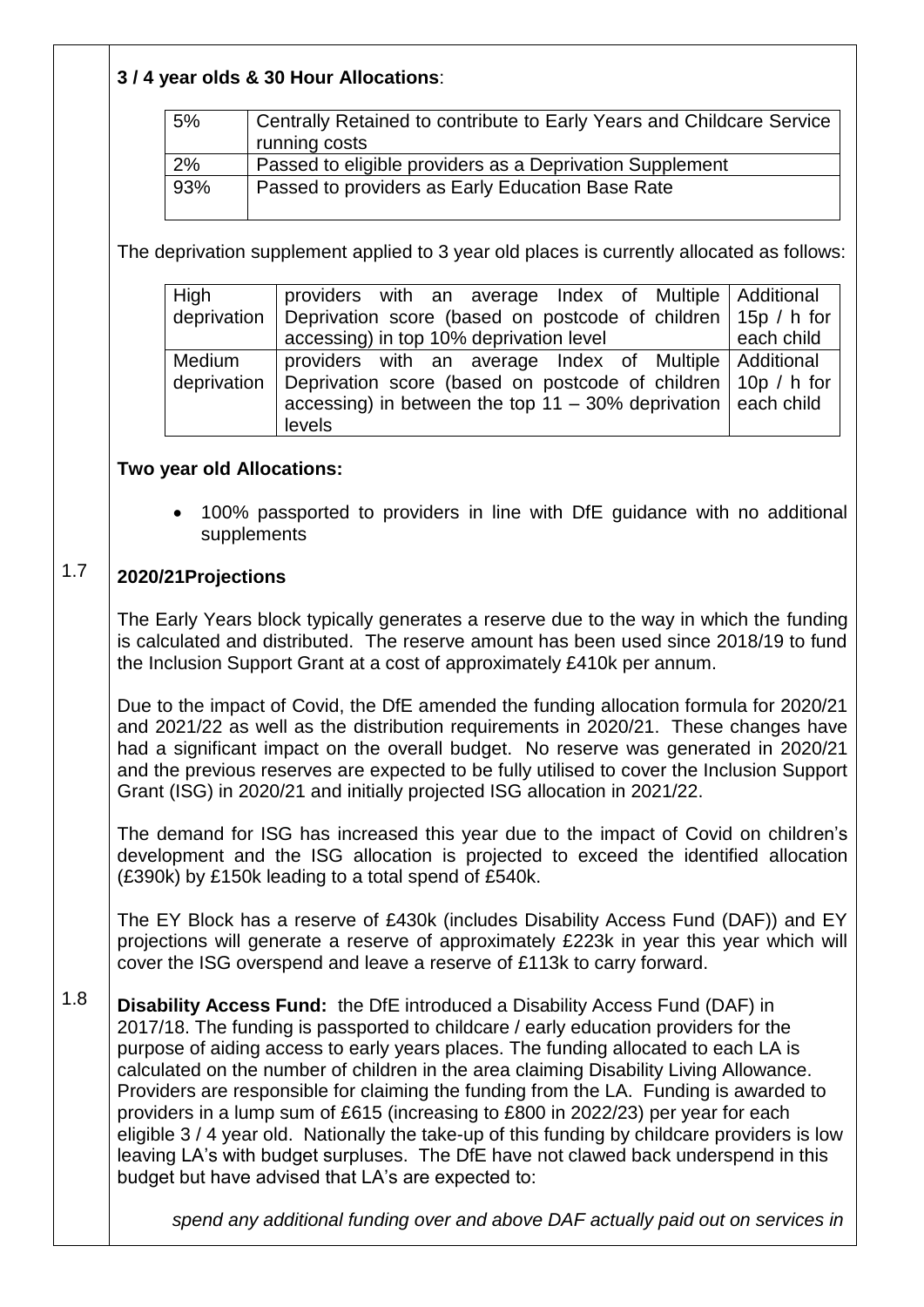**3 / 4 year olds & 30 Hour Allocations**:

| | |
|---|---|
| 5% | Centrally Retained to contribute to Early Years and Childcare Service running costs |
| 2% | Passed to eligible providers as a Deprivation Supplement |
| 93% | Passed to providers as Early Education Base Rate |

The deprivation supplement applied to 3 year old places is currently allocated as follows:

| | | |
|---|---|---|
| High deprivation | providers with an average Index of Multiple Deprivation score (based on postcode of children accessing) in top 10% deprivation level | Additional 15p / h for each child |
| Medium deprivation | providers with an average Index of Multiple Deprivation score (based on postcode of children accessing) in between the top 11 – 30% deprivation levels | Additional 10p / h for each child |

**Two year old Allocations:**

- 100% passported to providers in line with DfE guidance with no additional supplements

1.7 **2020/21Projections**

The Early Years block typically generates a reserve due to the way in which the funding is calculated and distributed. The reserve amount has been used since 2018/19 to fund the Inclusion Support Grant at a cost of approximately £410k per annum.

Due to the impact of Covid, the DfE amended the funding allocation formula for 2020/21 and 2021/22 as well as the distribution requirements in 2020/21. These changes have had a significant impact on the overall budget. No reserve was generated in 2020/21 and the previous reserves are expected to be fully utilised to cover the Inclusion Support Grant (ISG) in 2020/21 and initially projected ISG allocation in 2021/22.

The demand for ISG has increased this year due to the impact of Covid on children's development and the ISG allocation is projected to exceed the identified allocation (£390k) by £150k leading to a total spend of £540k.

The EY Block has a reserve of £430k (includes Disability Access Fund (DAF)) and EY projections will generate a reserve of approximately £223k in year this year which will cover the ISG overspend and leave a reserve of £113k to carry forward.

1.8 **Disability Access Fund:** the DfE introduced a Disability Access Fund (DAF) in 2017/18. The funding is passported to childcare / early education providers for the purpose of aiding access to early years places. The funding allocated to each LA is calculated on the number of children in the area claiming Disability Living Allowance. Providers are responsible for claiming the funding from the LA. Funding is awarded to providers in a lump sum of £615 (increasing to £800 in 2022/23) per year for each eligible 3 / 4 year old. Nationally the take-up of this funding by childcare providers is low leaving LA's with budget surpluses. The DfE have not clawed back underspend in this budget but have advised that LA's are expected to:

*spend any additional funding over and above DAF actually paid out on services in*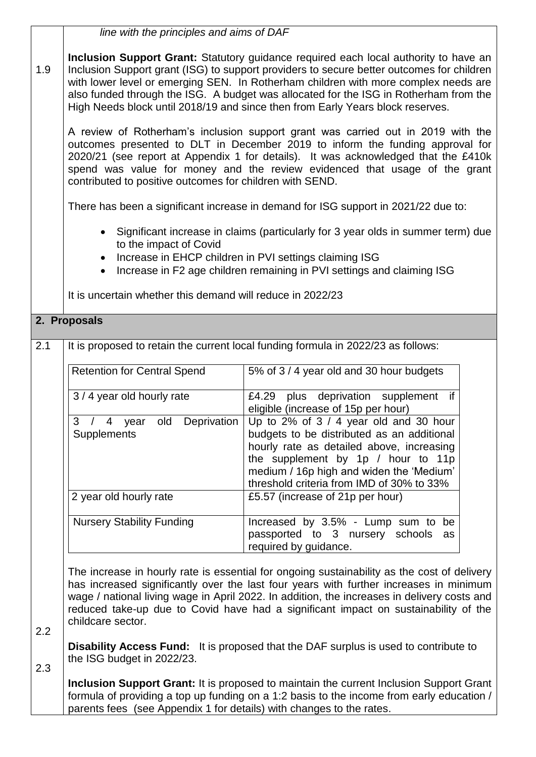*line with the principles and aims of DAF*

1.9 **Inclusion Support Grant:** Statutory guidance required each local authority to have an Inclusion Support grant (ISG) to support providers to secure better outcomes for children with lower level or emerging SEN. In Rotherham children with more complex needs are also funded through the ISG. A budget was allocated for the ISG in Rotherham from the High Needs block until 2018/19 and since then from Early Years block reserves.

A review of Rotherham's inclusion support grant was carried out in 2019 with the outcomes presented to DLT in December 2019 to inform the funding approval for 2020/21 (see report at Appendix 1 for details). It was acknowledged that the £410k spend was value for money and the review evidenced that usage of the grant contributed to positive outcomes for children with SEND.

There has been a significant increase in demand for ISG support in 2021/22 due to:

- Significant increase in claims (particularly for 3 year olds in summer term) due to the impact of Covid
- Increase in EHCP children in PVI settings claiming ISG
- Increase in F2 age children remaining in PVI settings and claiming ISG

It is uncertain whether this demand will reduce in 2022/23

## 2. Proposals

2.1 It is proposed to retain the current local funding formula in 2022/23 as follows:

| Retention for Central Spend | 5% of 3 / 4 year old and 30 hour budgets |
|---|---|
| 3 / 4 year old hourly rate | £4.29 plus deprivation supplement if eligible (increase of 15p per hour) |
| 3 / 4 year old Deprivation Supplements | Up to 2% of 3 / 4 year old and 30 hour budgets to be distributed as an additional hourly rate as detailed above, increasing the supplement by 1p / hour to 11p medium / 16p high and widen the 'Medium' threshold criteria from IMD of 30% to 33% |
| 2 year old hourly rate | £5.57 (increase of 21p per hour) |
| Nursery Stability Funding | Increased by 3.5% - Lump sum to be passported to 3 nursery schools as required by guidance. |

The increase in hourly rate is essential for ongoing sustainability as the cost of delivery has increased significantly over the last four years with further increases in minimum wage / national living wage in April 2022. In addition, the increases in delivery costs and reduced take-up due to Covid have had a significant impact on sustainability of the childcare sector.

2.2 **Disability Access Fund:** It is proposed that the DAF surplus is used to contribute to the ISG budget in 2022/23.

2.3 **Inclusion Support Grant:** It is proposed to maintain the current Inclusion Support Grant formula of providing a top up funding on a 1:2 basis to the income from early education / parents fees (see Appendix 1 for details) with changes to the rates.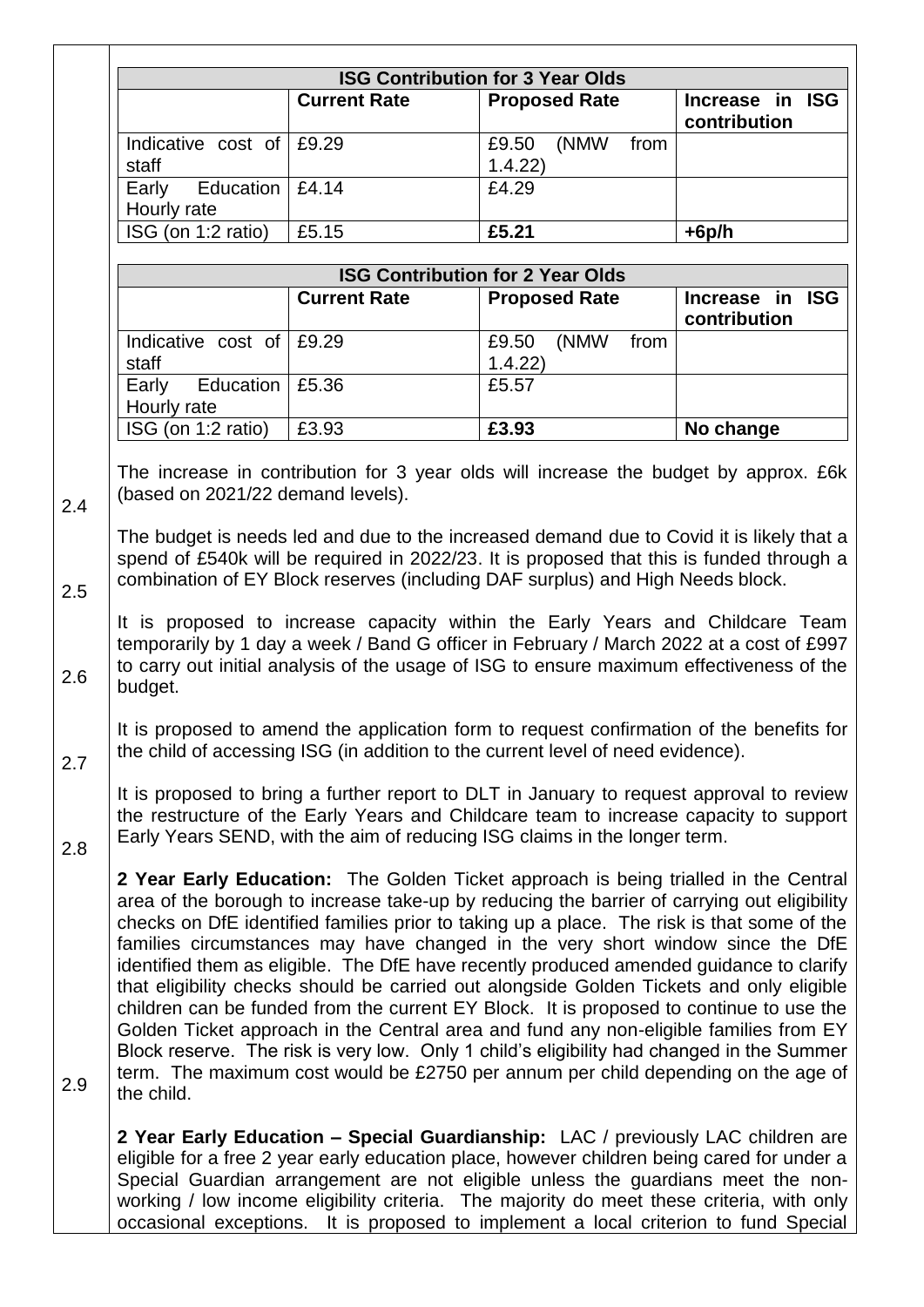| ISG Contribution for 3 Year Olds | | | |
|---|---|---|---|
| | **Current Rate** | **Proposed Rate** | **Increase in ISG contribution** |
| Indicative cost of staff | £9.29 | £9.50 (NMW from 1.4.22) | |
| Early Education Hourly rate | £4.14 | £4.29 | |
| ISG (on 1:2 ratio) | £5.15 | **£5.21** | **+6p/h** |

| ISG Contribution for 2 Year Olds | | | |
|---|---|---|---|
| | **Current Rate** | **Proposed Rate** | **Increase in ISG contribution** |
| Indicative cost of staff | £9.29 | £9.50 (NMW from 1.4.22) | |
| Early Education Hourly rate | £5.36 | £5.57 | |
| ISG (on 1:2 ratio) | £3.93 | **£3.93** | **No change** |

The increase in contribution for 3 year olds will increase the budget by approx. £6k (based on 2021/22 demand levels).

2.4 The budget is needs led and due to the increased demand due to Covid it is likely that a spend of £540k will be required in 2022/23. It is proposed that this is funded through a combination of EY Block reserves (including DAF surplus) and High Needs block.

2.5 It is proposed to increase capacity within the Early Years and Childcare Team temporarily by 1 day a week / Band G officer in February / March 2022 at a cost of £997 to carry out initial analysis of the usage of ISG to ensure maximum effectiveness of the budget.

2.6 It is proposed to amend the application form to request confirmation of the benefits for the child of accessing ISG (in addition to the current level of need evidence).

2.7 It is proposed to bring a further report to DLT in January to request approval to review the restructure of the Early Years and Childcare team to increase capacity to support Early Years SEND, with the aim of reducing ISG claims in the longer term.

2.8 **2 Year Early Education:** The Golden Ticket approach is being trialled in the Central area of the borough to increase take-up by reducing the barrier of carrying out eligibility checks on DfE identified families prior to taking up a place. The risk is that some of the families circumstances may have changed in the very short window since the DfE identified them as eligible. The DfE have recently produced amended guidance to clarify that eligibility checks should be carried out alongside Golden Tickets and only eligible children can be funded from the current EY Block. It is proposed to continue to use the Golden Ticket approach in the Central area and fund any non-eligible families from EY Block reserve. The risk is very low. Only 1 child's eligibility had changed in the Summer term. The maximum cost would be £2750 per annum per child depending on the age of the child.

2.9 **2 Year Early Education – Special Guardianship:** LAC / previously LAC children are eligible for a free 2 year early education place, however children being cared for under a Special Guardian arrangement are not eligible unless the guardians meet the non-working / low income eligibility criteria. The majority do meet these criteria, with only occasional exceptions. It is proposed to implement a local criterion to fund Special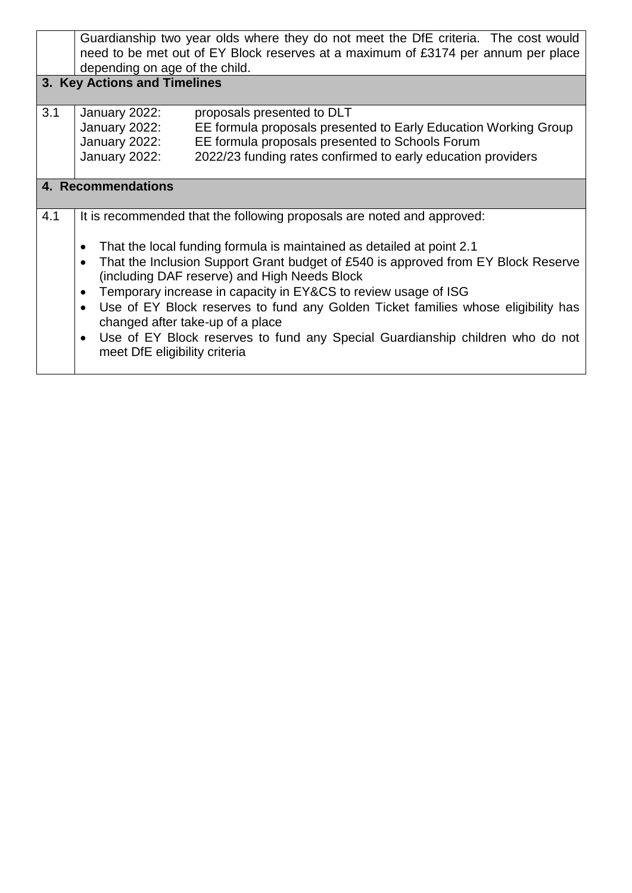Guardianship two year olds where they do not meet the DfE criteria. The cost would need to be met out of EY Block reserves at a maximum of £3174 per annum per place depending on age of the child.

## 3. Key Actions and Timelines

3.1

| | |
|---|---|
| January 2022: | proposals presented to DLT |
| January 2022: | EE formula proposals presented to Early Education Working Group |
| January 2022: | EE formula proposals presented to Schools Forum |
| January 2022: | 2022/23 funding rates confirmed to early education providers |

## 4. Recommendations

4.1 It is recommended that the following proposals are noted and approved:

- That the local funding formula is maintained as detailed at point 2.1
- That the Inclusion Support Grant budget of £540 is approved from EY Block Reserve (including DAF reserve) and High Needs Block
- Temporary increase in capacity in EY&CS to review usage of ISG
- Use of EY Block reserves to fund any Golden Ticket families whose eligibility has changed after take-up of a place
- Use of EY Block reserves to fund any Special Guardianship children who do not meet DfE eligibility criteria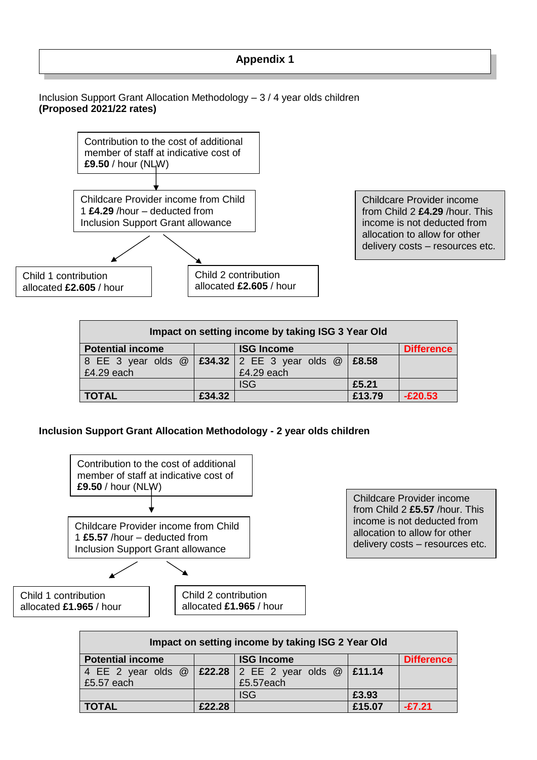# Appendix 1

Inclusion Support Grant Allocation Methodology – 3 / 4 year olds children
**(Proposed 2021/22 rates)**

Contribution to the cost of additional member of staff at indicative cost of **£9.50** / hour (NLW)

Childcare Provider income from Child 1 **£4.29** /hour – deducted from Inclusion Support Grant allowance

Child 1 contribution allocated **£2.605** / hour

Child 2 contribution allocated **£2.605** / hour

Childcare Provider income from Child 2 **£4.29** /hour. This income is not deducted from allocation to allow for other delivery costs – resources etc.

| Impact on setting income by taking ISG 3 Year Old | | | | |
|---|---|---|---|---|
| **Potential income** | | **ISG Income** | | **Difference** |
| 8 EE 3 year olds @ £4.29 each | **£34.32** | 2 EE 3 year olds @ £4.29 each | **£8.58** | |
| | | ISG | **£5.21** | |
| **TOTAL** | **£34.32** | | **£13.79** | **-£20.53** |

**Inclusion Support Grant Allocation Methodology - 2 year olds children**

Contribution to the cost of additional member of staff at indicative cost of **£9.50** / hour (NLW)

Childcare Provider income from Child 1 **£5.57** /hour – deducted from Inclusion Support Grant allowance

Child 1 contribution allocated **£1.965** / hour

Child 2 contribution allocated **£1.965** / hour

Childcare Provider income from Child 2 **£5.57** /hour. This income is not deducted from allocation to allow for other delivery costs – resources etc.

| Impact on setting income by taking ISG 2 Year Old | | | | |
|---|---|---|---|---|
| **Potential income** | | **ISG Income** | | **Difference** |
| 4 EE 2 year olds @ £5.57 each | **£22.28** | 2 EE 2 year olds @ £5.57each | **£11.14** | |
| | | ISG | **£3.93** | |
| **TOTAL** | **£22.28** | | **£15.07** | **-£7.21** |